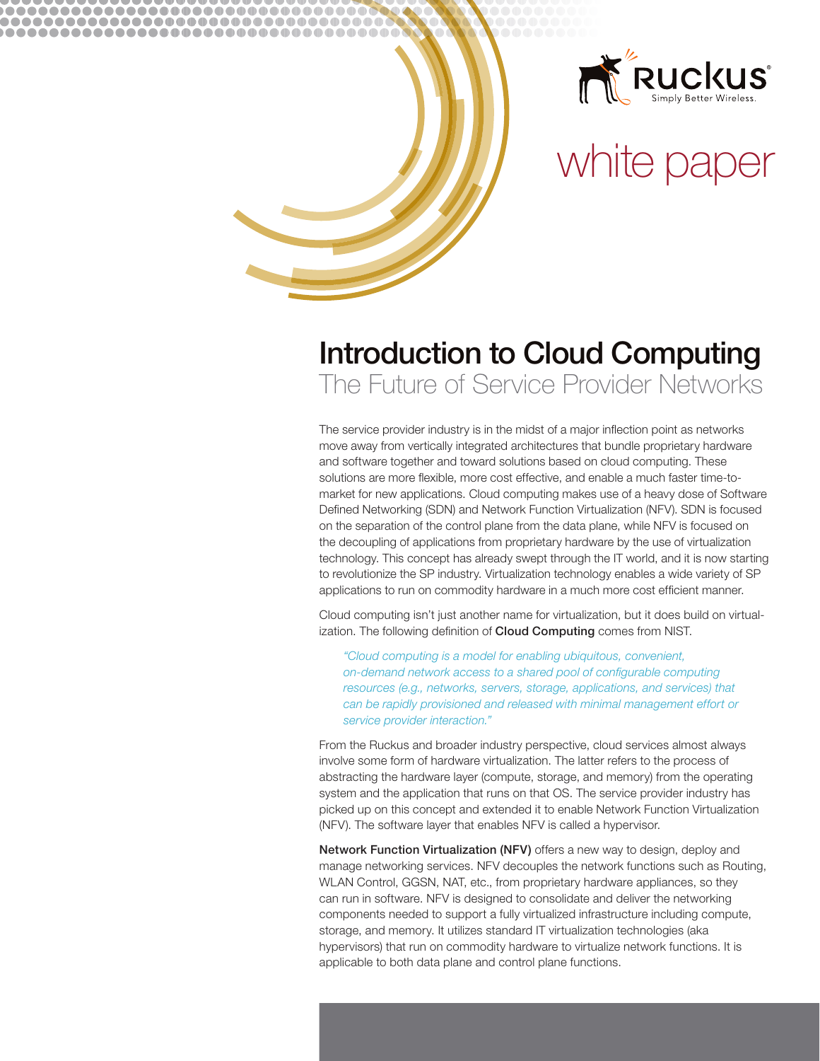Ruckus
Simply Better Wireless.

white paper

# Introduction to Cloud Computing

## The Future of Service Provider Networks

The service provider industry is in the midst of a major inflection point as networks move away from vertically integrated architectures that bundle proprietary hardware and software together and toward solutions based on cloud computing. These solutions are more flexible, more cost effective, and enable a much faster time-to-market for new applications. Cloud computing makes use of a heavy dose of Software Defined Networking (SDN) and Network Function Virtualization (NFV). SDN is focused on the separation of the control plane from the data plane, while NFV is focused on the decoupling of applications from proprietary hardware by the use of virtualization technology. This concept has already swept through the IT world, and it is now starting to revolutionize the SP industry. Virtualization technology enables a wide variety of SP applications to run on commodity hardware in a much more cost efficient manner.

Cloud computing isn't just another name for virtualization, but it does build on virtualization. The following definition of **Cloud Computing** comes from NIST.

> *"Cloud computing is a model for enabling ubiquitous, convenient, on-demand network access to a shared pool of configurable computing resources (e.g., networks, servers, storage, applications, and services) that can be rapidly provisioned and released with minimal management effort or service provider interaction."*

From the Ruckus and broader industry perspective, cloud services almost always involve some form of hardware virtualization. The latter refers to the process of abstracting the hardware layer (compute, storage, and memory) from the operating system and the application that runs on that OS. The service provider industry has picked up on this concept and extended it to enable Network Function Virtualization (NFV). The software layer that enables NFV is called a hypervisor.

**Network Function Virtualization (NFV)** offers a new way to design, deploy and manage networking services. NFV decouples the network functions such as Routing, WLAN Control, GGSN, NAT, etc., from proprietary hardware appliances, so they can run in software. NFV is designed to consolidate and deliver the networking components needed to support a fully virtualized infrastructure including compute, storage, and memory. It utilizes standard IT virtualization technologies (aka hypervisors) that run on commodity hardware to virtualize network functions. It is applicable to both data plane and control plane functions.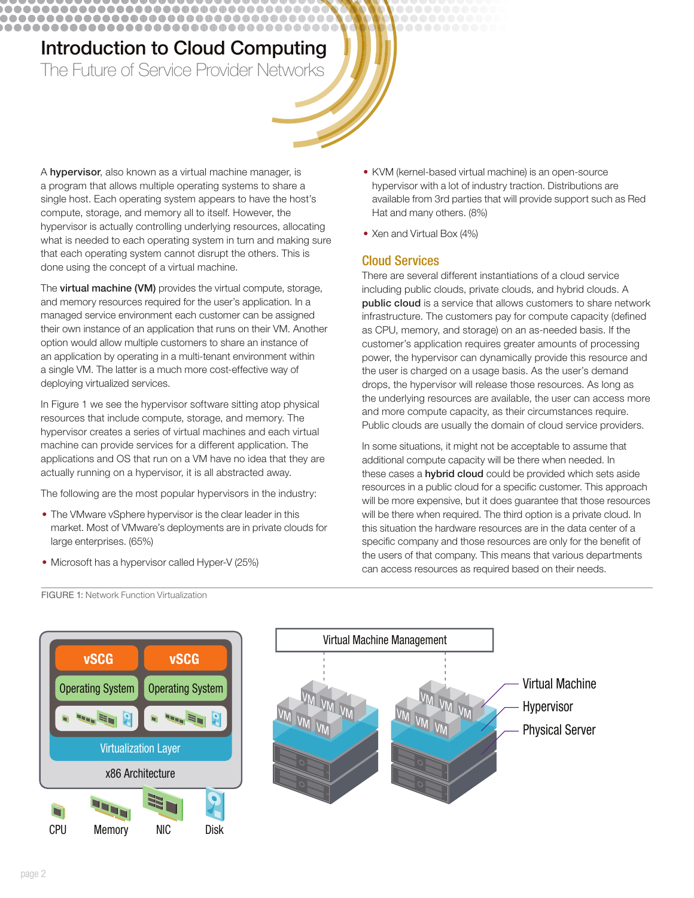A **hypervisor**, also known as a virtual machine manager, is a program that allows multiple operating systems to share a single host. Each operating system appears to have the host's compute, storage, and memory all to itself. However, the hypervisor is actually controlling underlying resources, allocating what is needed to each operating system in turn and making sure that each operating system cannot disrupt the others. This is done using the concept of a virtual machine.

The **virtual machine (VM)** provides the virtual compute, storage, and memory resources required for the user's application. In a managed service environment each customer can be assigned their own instance of an application that runs on their VM. Another option would allow multiple customers to share an instance of an application by operating in a multi-tenant environment within a single VM. The latter is a much more cost-effective way of deploying virtualized services.

In Figure 1 we see the hypervisor software sitting atop physical resources that include compute, storage, and memory. The hypervisor creates a series of virtual machines and each virtual machine can provide services for a different application. The applications and OS that run on a VM have no idea that they are actually running on a hypervisor, it is all abstracted away.

The following are the most popular hypervisors in the industry:

- The VMware vSphere hypervisor is the clear leader in this market. Most of VMware's deployments are in private clouds for large enterprises. (65%)
- Microsoft has a hypervisor called Hyper-V (25%)
- KVM (kernel-based virtual machine) is an open-source hypervisor with a lot of industry traction. Distributions are available from 3rd parties that will provide support such as Red Hat and many others. (8%)
- Xen and Virtual Box (4%)

## Cloud Services

There are several different instantiations of a cloud service including public clouds, private clouds, and hybrid clouds. A **public cloud** is a service that allows customers to share network infrastructure. The customers pay for compute capacity (defined as CPU, memory, and storage) on an as-needed basis. If the customer's application requires greater amounts of processing power, the hypervisor can dynamically provide this resource and the user is charged on a usage basis. As the user's demand drops, the hypervisor will release those resources. As long as the underlying resources are available, the user can access more and more compute capacity, as their circumstances require. Public clouds are usually the domain of cloud service providers.

In some situations, it might not be acceptable to assume that additional compute capacity will be there when needed. In these cases a **hybrid cloud** could be provided which sets aside resources in a public cloud for a specific customer. This approach will be more expensive, but it does guarantee that those resources will be there when required. The third option is a private cloud. In this situation the hardware resources are in the data center of a specific company and those resources are only for the benefit of the users of that company. This means that various departments can access resources as required based on their needs.

FIGURE 1: Network Function Virtualization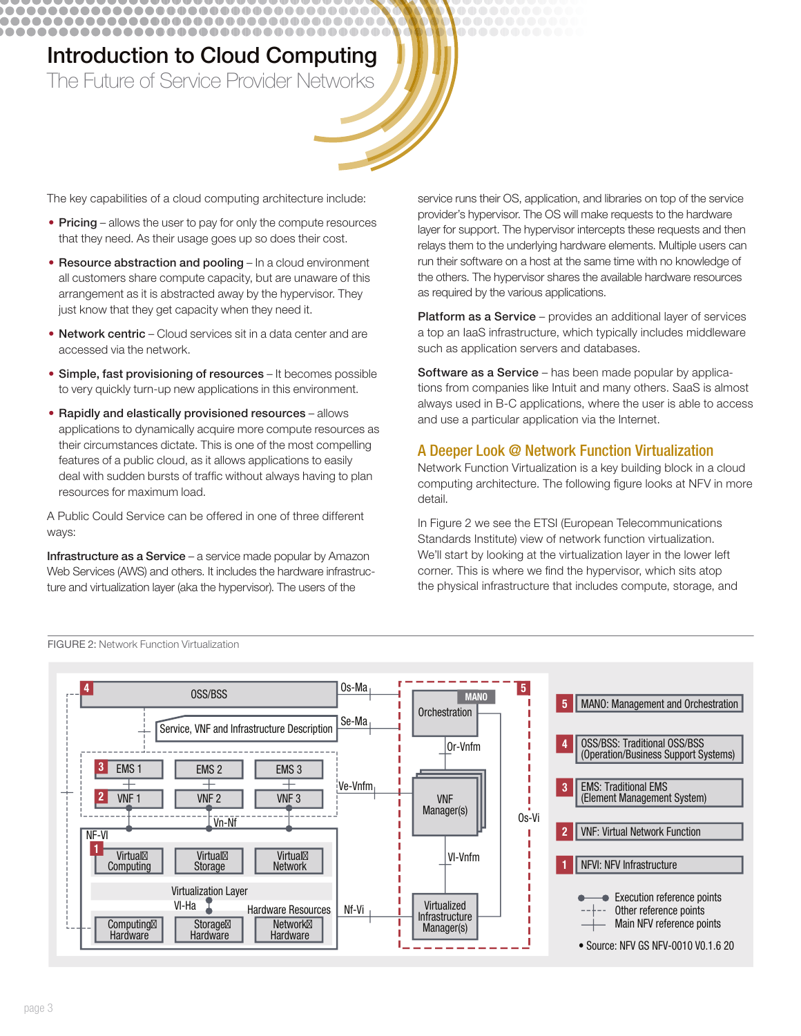# Introduction to Cloud Computing

## The Future of Service Provider Networks

The key capabilities of a cloud computing architecture include:

- **Pricing** – allows the user to pay for only the compute resources that they need. As their usage goes up so does their cost.
- **Resource abstraction and pooling** – In a cloud environment all customers share compute capacity, but are unaware of this arrangement as it is abstracted away by the hypervisor. They just know that they get capacity when they need it.
- **Network centric** – Cloud services sit in a data center and are accessed via the network.
- **Simple, fast provisioning of resources** – It becomes possible to very quickly turn-up new applications in this environment.
- **Rapidly and elastically provisioned resources** – allows applications to dynamically acquire more compute resources as their circumstances dictate. This is one of the most compelling features of a public cloud, as it allows applications to easily deal with sudden bursts of traffic without always having to plan resources for maximum load.

A Public Could Service can be offered in one of three different ways:

**Infrastructure as a Service** – a service made popular by Amazon Web Services (AWS) and others. It includes the hardware infrastructure and virtualization layer (aka the hypervisor). The users of the service runs their OS, application, and libraries on top of the service provider's hypervisor. The OS will make requests to the hardware layer for support. The hypervisor intercepts these requests and then relays them to the underlying hardware elements. Multiple users can run their software on a host at the same time with no knowledge of the others. The hypervisor shares the available hardware resources as required by the various applications.

**Platform as a Service** – provides an additional layer of services a top an IaaS infrastructure, which typically includes middleware such as application servers and databases.

**Software as a Service** – has been made popular by applications from companies like Intuit and many others. SaaS is almost always used in B-C applications, where the user is able to access and use a particular application via the Internet.

### A Deeper Look @ Network Function Virtualization

Network Function Virtualization is a key building block in a cloud computing architecture. The following figure looks at NFV in more detail.

In Figure 2 we see the ETSI (European Telecommunications Standards Institute) view of network function virtualization. We'll start by looking at the virtualization layer in the lower left corner. This is where we find the hypervisor, which sits atop the physical infrastructure that includes compute, storage, and

FIGURE 2: Network Function Virtualization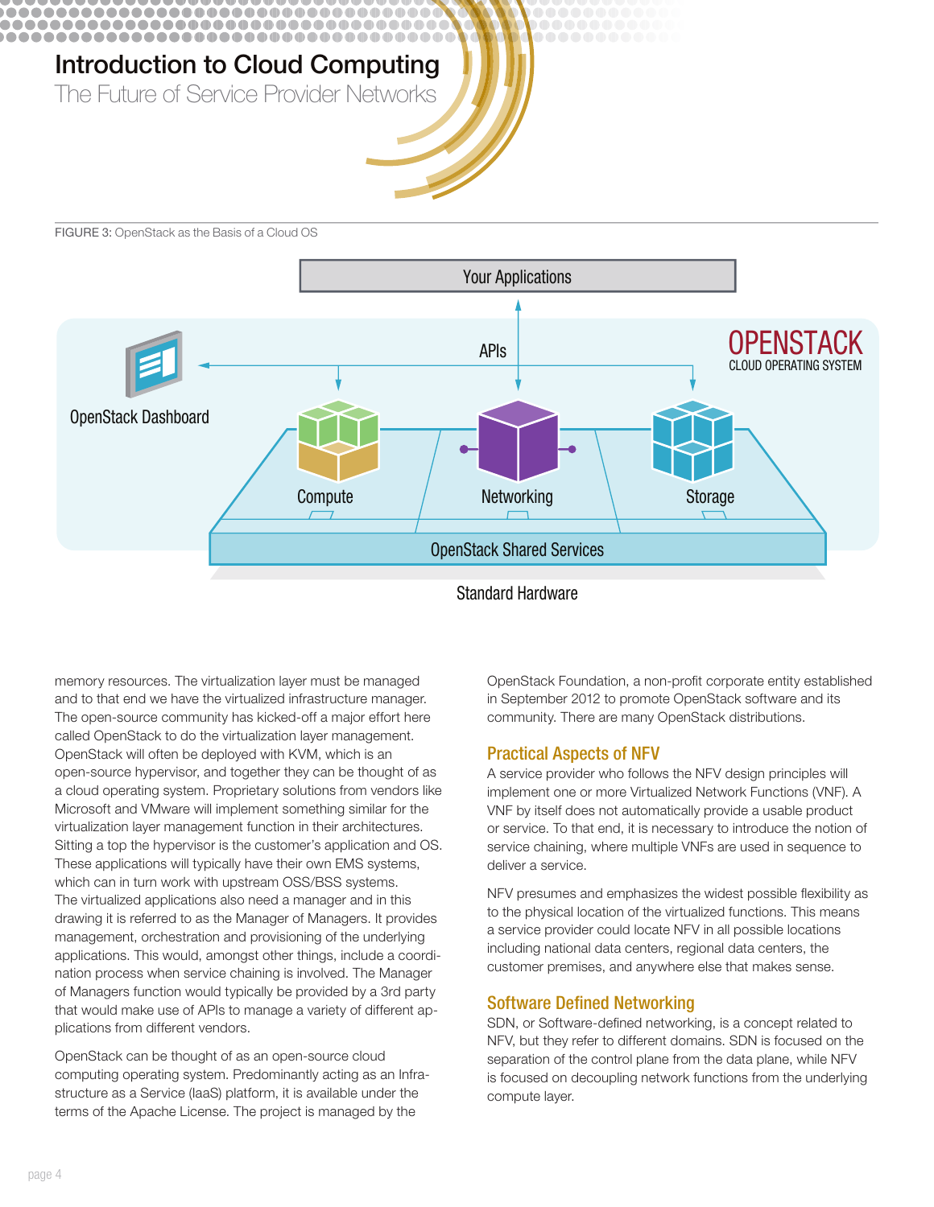FIGURE 3: OpenStack as the Basis of a Cloud OS

memory resources. The virtualization layer must be managed and to that end we have the virtualized infrastructure manager. The open-source community has kicked-off a major effort here called OpenStack to do the virtualization layer management. OpenStack will often be deployed with KVM, which is an open-source hypervisor, and together they can be thought of as a cloud operating system. Proprietary solutions from vendors like Microsoft and VMware will implement something similar for the virtualization layer management function in their architectures. Sitting a top the hypervisor is the customer's application and OS. These applications will typically have their own EMS systems, which can in turn work with upstream OSS/BSS systems. The virtualized applications also need a manager and in this drawing it is referred to as the Manager of Managers. It provides management, orchestration and provisioning of the underlying applications. This would, amongst other things, include a coordination process when service chaining is involved. The Manager of Managers function would typically be provided by a 3rd party that would make use of APIs to manage a variety of different applications from different vendors.

OpenStack can be thought of as an open-source cloud computing operating system. Predominantly acting as an Infrastructure as a Service (IaaS) platform, it is available under the terms of the Apache License. The project is managed by the OpenStack Foundation, a non-profit corporate entity established in September 2012 to promote OpenStack software and its community. There are many OpenStack distributions.

## Practical Aspects of NFV

A service provider who follows the NFV design principles will implement one or more Virtualized Network Functions (VNF). A VNF by itself does not automatically provide a usable product or service. To that end, it is necessary to introduce the notion of service chaining, where multiple VNFs are used in sequence to deliver a service.

NFV presumes and emphasizes the widest possible flexibility as to the physical location of the virtualized functions. This means a service provider could locate NFV in all possible locations including national data centers, regional data centers, the customer premises, and anywhere else that makes sense.

## Software Defined Networking

SDN, or Software-defined networking, is a concept related to NFV, but they refer to different domains. SDN is focused on the separation of the control plane from the data plane, while NFV is focused on decoupling network functions from the underlying compute layer.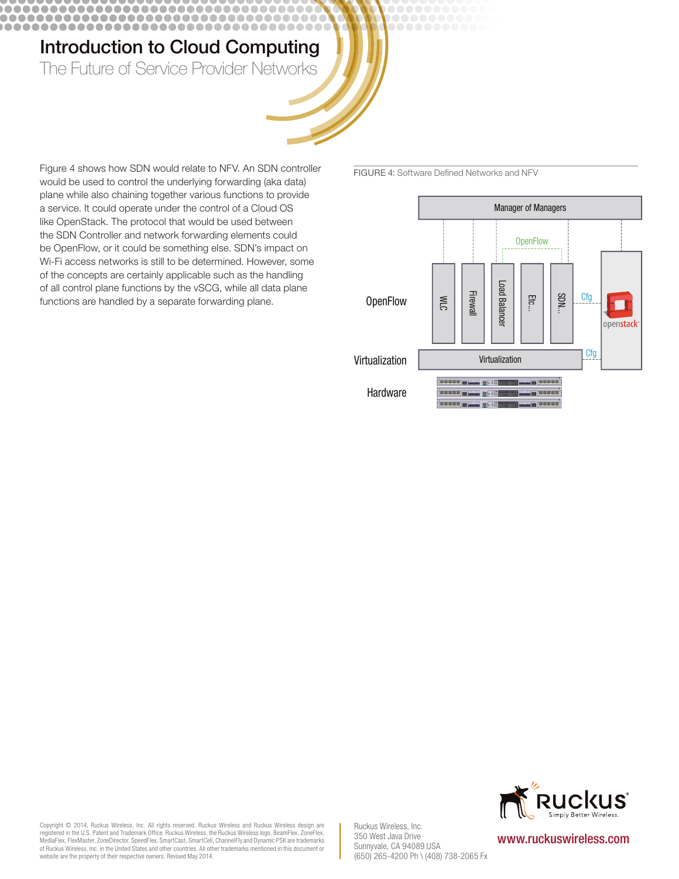# Introduction to Cloud Computing

## The Future of Service Provider Networks

Figure 4 shows how SDN would relate to NFV. An SDN controller would be used to control the underlying forwarding (aka data) plane while also chaining together various functions to provide a service. It could operate under the control of a Cloud OS like OpenStack. The protocol that would be used between the SDN Controller and network forwarding elements could be OpenFlow, or it could be something else. SDN's impact on Wi-Fi access networks is still to be determined. However, some of the concepts are certainly applicable such as the handling of all control plane functions by the vSCG, while all data plane functions are handled by a separate forwarding plane.

FIGURE 4: Software Defined Networks and NFV

Manager of Managers

OpenFlow

OpenFlow

WLC

Firewall

Load Balancer

Etc...

SDN...

Cfg

openstack

Virtualization

Virtualization

Cfg

Hardware

Copyright © 2014, Ruckus Wireless, Inc. All rights reserved. Ruckus Wireless and Ruckus Wireless design are registered in the U.S. Patent and Trademark Office. Ruckus Wireless, the Ruckus Wireless logo, BeamFlex, ZoneFlex, MediaFlex, FlexMaster, ZoneDirector, SpeedFlex, SmartCast, SmartCell, ChannelFly and Dynamic PSK are trademarks of Ruckus Wireless, Inc. in the United States and other countries. All other trademarks mentioned in this document or website are the property of their respective owners. Revised May 2014.

Ruckus Wireless, Inc.
350 West Java Drive
Sunnyvale, CA 94089 USA
(650) 265-4200 Ph \ (408) 738-2065 Fx

Ruckus — Simply Better Wireless.

www.ruckuswireless.com